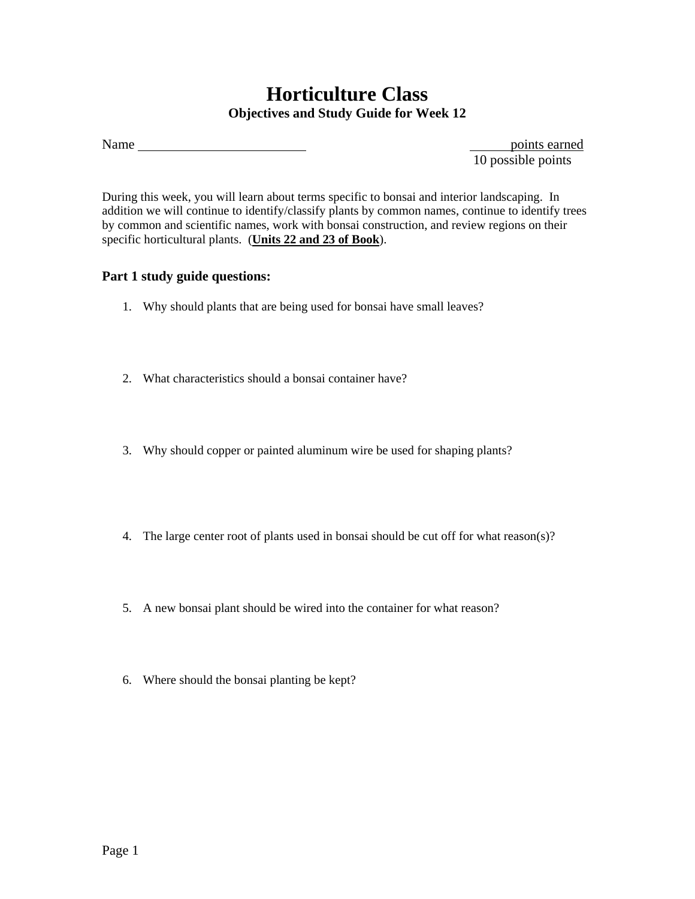# Horticulture Class

## Objectives and Study Guide for Week 12

Name ________________________ ______ points earned
10 possible points

During this week, you will learn about terms specific to bonsai and interior landscaping. In addition we will continue to identify/classify plants by common names, continue to identify trees by common and scientific names, work with bonsai construction, and review regions on their specific horticultural plants. (**Units 22 and 23 of Book**).

### Part 1 study guide questions:

1. Why should plants that are being used for bonsai have small leaves?

2. What characteristics should a bonsai container have?

3. Why should copper or painted aluminum wire be used for shaping plants?

4. The large center root of plants used in bonsai should be cut off for what reason(s)?

5. A new bonsai plant should be wired into the container for what reason?

6. Where should the bonsai planting be kept?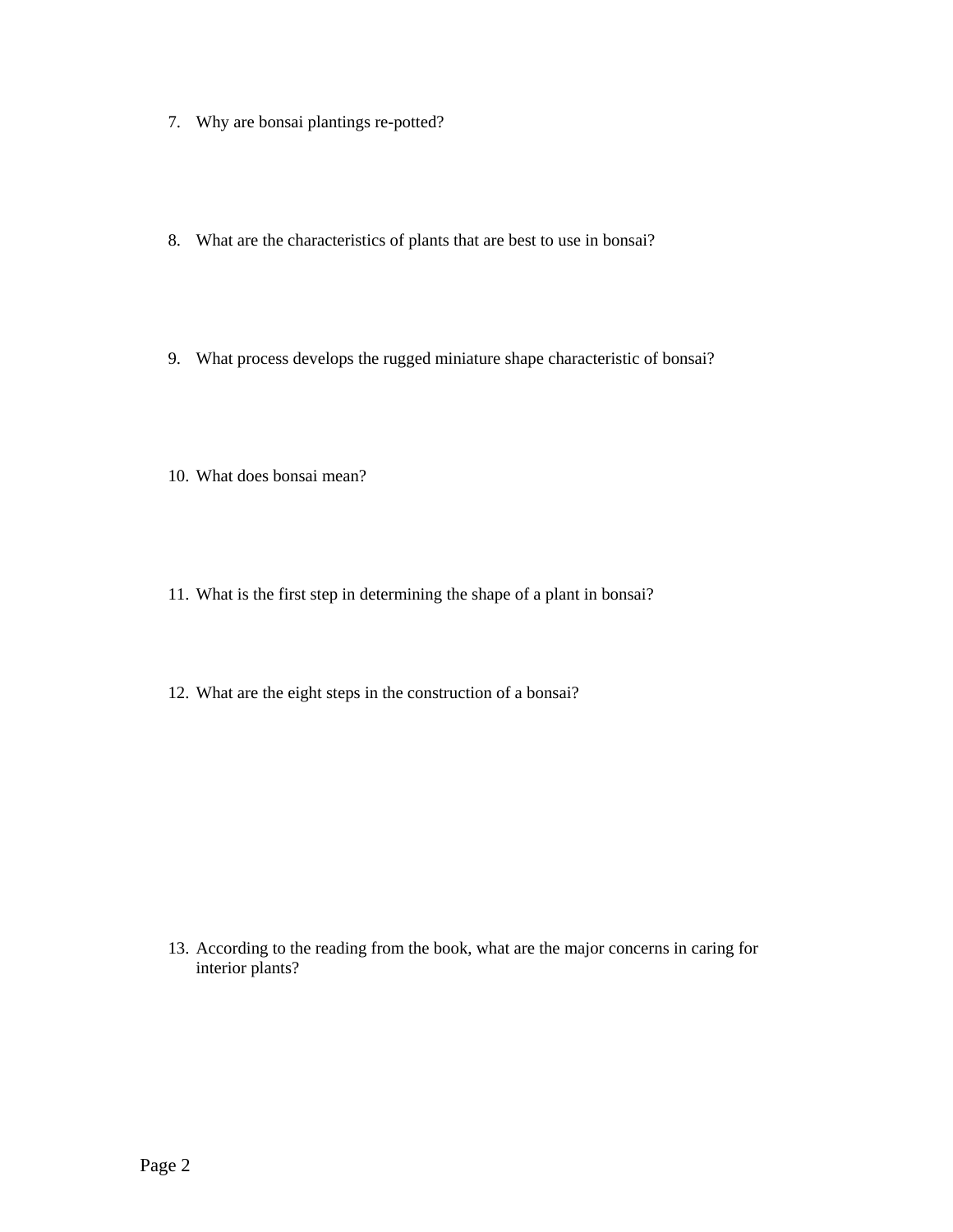7. Why are bonsai plantings re-potted?

8. What are the characteristics of plants that are best to use in bonsai?

9. What process develops the rugged miniature shape characteristic of bonsai?

10. What does bonsai mean?

11. What is the first step in determining the shape of a plant in bonsai?

12. What are the eight steps in the construction of a bonsai?

13. According to the reading from the book, what are the major concerns in caring for interior plants?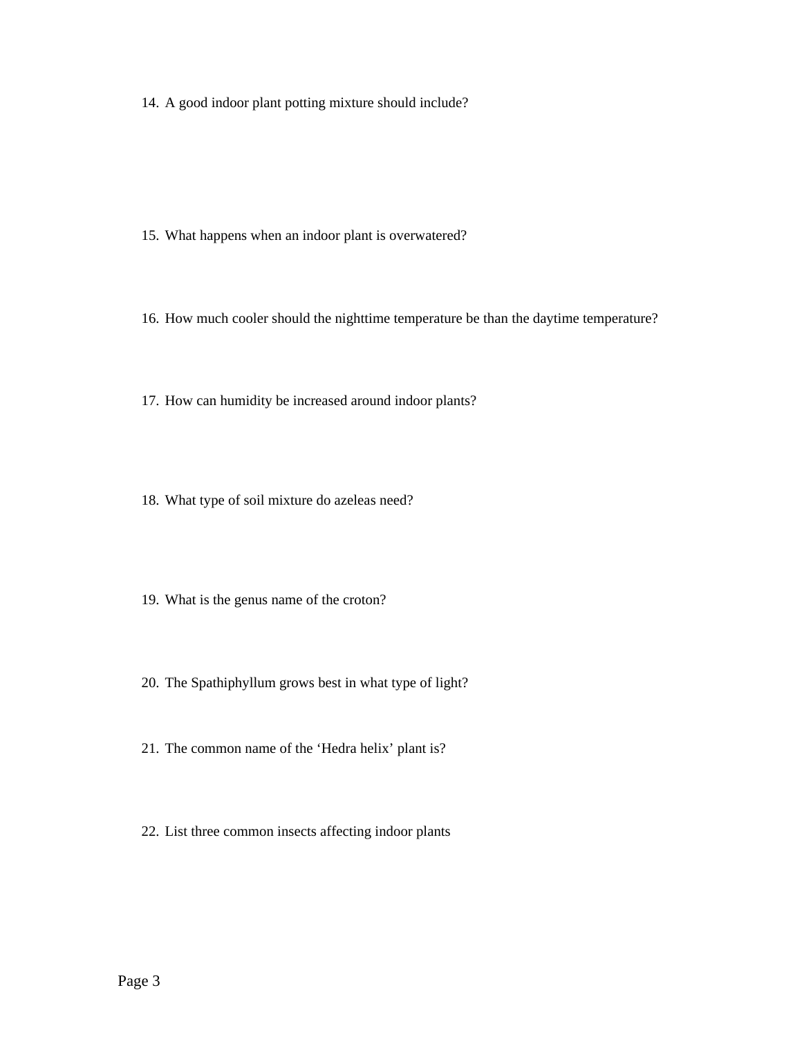14. A good indoor plant potting mixture should include?

15. What happens when an indoor plant is overwatered?

16. How much cooler should the nighttime temperature be than the daytime temperature?

17. How can humidity be increased around indoor plants?

18. What type of soil mixture do azeleas need?

19. What is the genus name of the croton?

20. The Spathiphyllum grows best in what type of light?

21. The common name of the ‘Hedra helix’ plant is?

22. List three common insects affecting indoor plants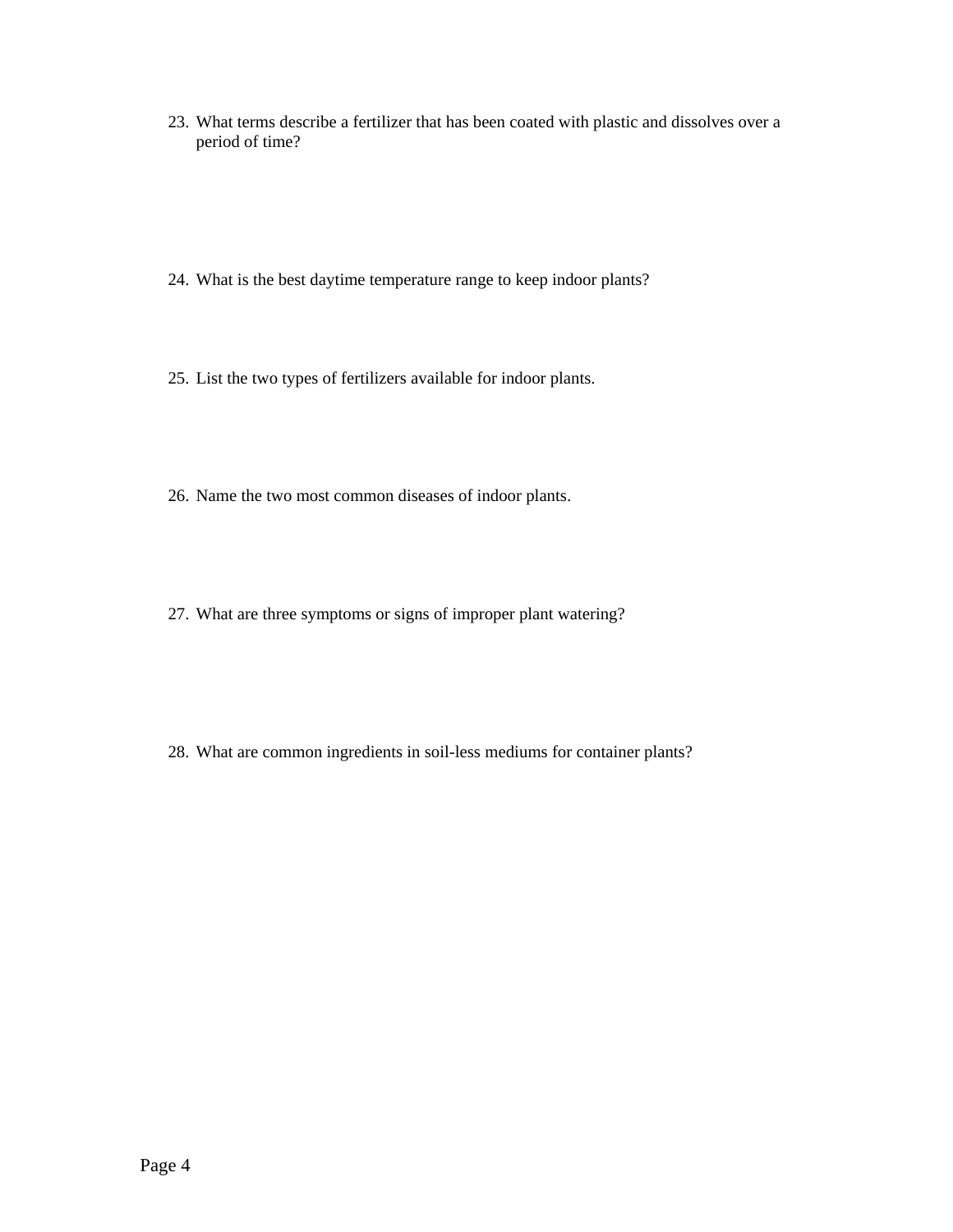23. What terms describe a fertilizer that has been coated with plastic and dissolves over a period of time?

24. What is the best daytime temperature range to keep indoor plants?

25. List the two types of fertilizers available for indoor plants.

26. Name the two most common diseases of indoor plants.

27. What are three symptoms or signs of improper plant watering?

28. What are common ingredients in soil-less mediums for container plants?